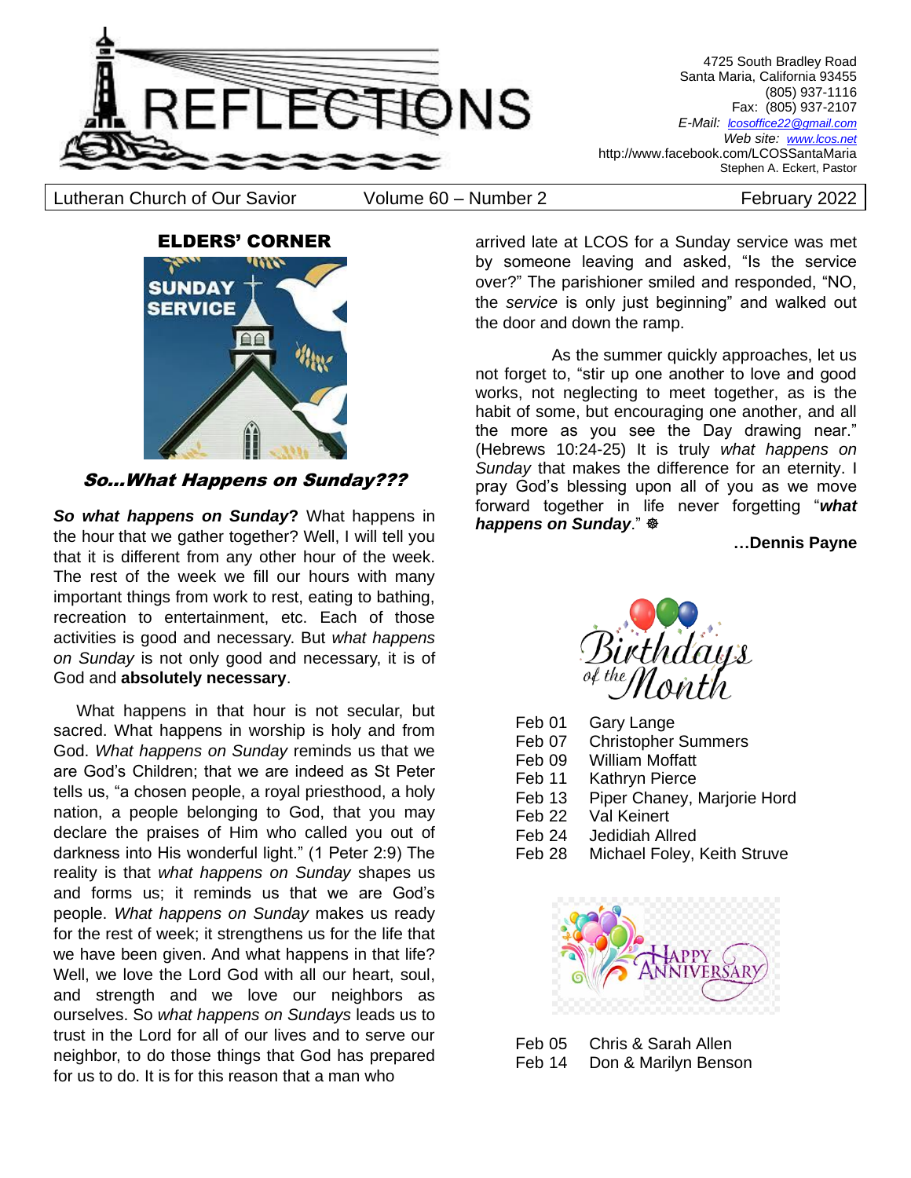# REFLECTIONS

4725 South Bradley Road
Santa Maria, California 93455
(805) 937-1116
Fax: (805) 937-2107
*E-Mail:* lcosoffice22@gmail.com
*Web site:* www.lcos.net
http://www.facebook.com/LCOSSantaMaria
Stephen A. Eckert, Pastor

Lutheran Church of Our Savior | Volume 60 – Number 2 | February 2022

## ELDERS' CORNER

### *So…What Happens on Sunday???*

***So what happens on Sunday*?** What happens in the hour that we gather together? Well, I will tell you that it is different from any other hour of the week. The rest of the week we fill our hours with many important things from work to rest, eating to bathing, recreation to entertainment, etc. Each of those activities is good and necessary. But *what happens on Sunday* is not only good and necessary, it is of God and **absolutely necessary**.

What happens in that hour is not secular, but sacred. What happens in worship is holy and from God. *What happens on Sunday* reminds us that we are God's Children; that we are indeed as St Peter tells us, "a chosen people, a royal priesthood, a holy nation, a people belonging to God, that you may declare the praises of Him who called you out of darkness into His wonderful light." (1 Peter 2:9) The reality is that *what happens on Sunday* shapes us and forms us; it reminds us that we are God's people. *What happens on Sunday* makes us ready for the rest of week; it strengthens us for the life that we have been given. And what happens in that life? Well, we love the Lord God with all our heart, soul, and strength and we love our neighbors as ourselves. So *what happens on Sundays* leads us to trust in the Lord for all of our lives and to serve our neighbor, to do those things that God has prepared for us to do. It is for this reason that a man who arrived late at LCOS for a Sunday service was met by someone leaving and asked, "Is the service over?" The parishioner smiled and responded, "NO, the *service* is only just beginning" and walked out the door and down the ramp.

As the summer quickly approaches, let us not forget to, "stir up one another to love and good works, not neglecting to meet together, as is the habit of some, but encouraging one another, and all the more as you see the Day drawing near." (Hebrews 10:24-25) It is truly *what happens on Sunday* that makes the difference for an eternity. I pray God's blessing upon all of you as we move forward together in life never forgetting "***what happens on Sunday***." ☸

**…Dennis Payne**

## Birthdays of the Month

| | |
|---|---|
| Feb 01 | Gary Lange |
| Feb 07 | Christopher Summers |
| Feb 09 | William Moffatt |
| Feb 11 | Kathryn Pierce |
| Feb 13 | Piper Chaney, Marjorie Hord |
| Feb 22 | Val Keinert |
| Feb 24 | Jedidiah Allred |
| Feb 28 | Michael Foley, Keith Struve |

## Happy Anniversary

| | |
|---|---|
| Feb 05 | Chris & Sarah Allen |
| Feb 14 | Don & Marilyn Benson |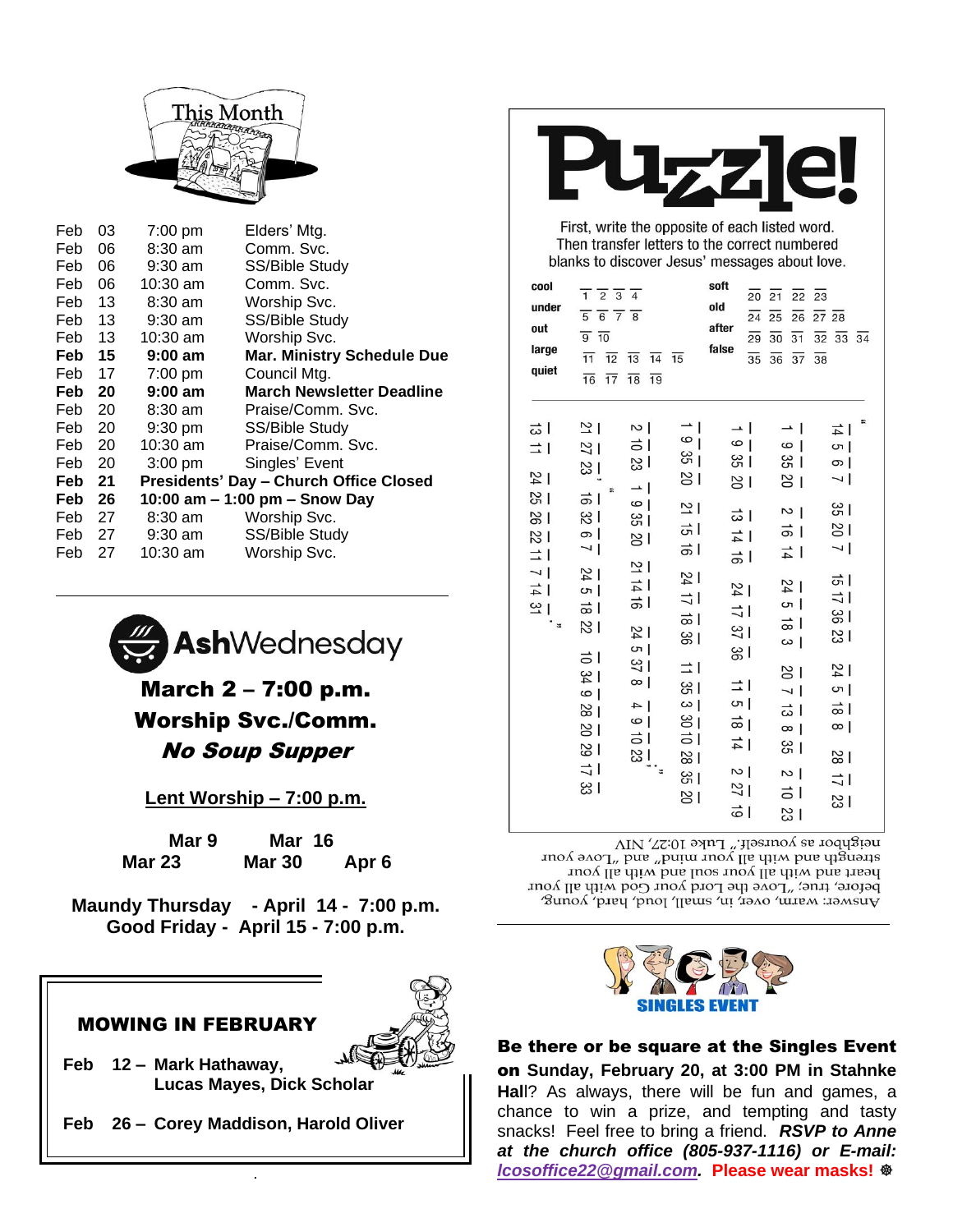## This Month

| | | | |
|---|---|---|---|
| Feb | 03 | 7:00 pm | Elders' Mtg. |
| Feb | 06 | 8:30 am | Comm. Svc. |
| Feb | 06 | 9:30 am | SS/Bible Study |
| Feb | 06 | 10:30 am | Comm. Svc. |
| Feb | 13 | 8:30 am | Worship Svc. |
| Feb | 13 | 9:30 am | SS/Bible Study |
| Feb | 13 | 10:30 am | Worship Svc. |
| **Feb** | **15** | **9:00 am** | **Mar. Ministry Schedule Due** |
| Feb | 17 | 7:00 pm | Council Mtg. |
| **Feb** | **20** | **9:00 am** | **March Newsletter Deadline** |
| Feb | 20 | 8:30 am | Praise/Comm. Svc. |
| Feb | 20 | 9:30 pm | SS/Bible Study |
| Feb | 20 | 10:30 am | Praise/Comm. Svc. |
| Feb | 20 | 3:00 pm | Singles' Event |
| **Feb** | **21** | **Presidents' Day – Church Office Closed** | |
| **Feb** | **26** | **10:00 am – 1:00 pm – Snow Day** | |
| Feb | 27 | 8:30 am | Worship Svc. |
| Feb | 27 | 9:30 am | SS/Bible Study |
| Feb | 27 | 10:30 am | Worship Svc. |

## **Ash**Wednesday

**March 2 – 7:00 p.m.**
**Worship Svc./Comm.**
***No Soup Supper***

**Lent Worship – 7:00 p.m.**

**Mar 9 Mar 16**
**Mar 23 Mar 30 Apr 6**

**Maundy Thursday - April 14 - 7:00 p.m.**
**Good Friday - April 15 - 7:00 p.m.**

### MOWING IN FEBRUARY

**Feb 12 – Mark Hathaway, Lucas Mayes, Dick Scholar**

**Feb 26 – Corey Maddison, Harold Oliver**

# Puzzle!

First, write the opposite of each listed word. Then transfer letters to the correct numbered blanks to discover Jesus' messages about love.

| | | | |
|---|---|---|---|
| cool | _1 _2 _3 _4 | soft | _20 _21 _22 _23 |
| under | _5 _6 _7 _8 | old | _24 _25 _26 _27 _28 |
| out | _9 _10 | after | _29 _30 _31 _32 _33 _34 |
| large | _11 _12 _13 _14 _15 | false | _35 _36 _37 _38 |
| quiet | _16 _17 _18 _19 | | |

"_14 _5 _6 _7 _35 _20 _7 _15 _17 _36 _23 _24 _5 _18 _8 _28 _17 _23 _1 _9 _35 _20 _2 _16 _14 _24 _5 _18 _3 _20 _7 _13 _8 _35 _2 _10 _23 _1 _9 _35 _20 _13 _14 _16 _24 _17 _37 _36 _11 _5 _18 _14 _2 _27 _19 _1 _9 _35 _20 _21 _15 _16 _24 _17 _18 _36 _11 _35 _3 _30 _10 _28 _35 _20 _2 _10 _23 _1 _9 _35 _20 _21 _14 _16 _24 _5 _37 _8 _4 _9 _10 _23; _21 _27 _23, " _16 _32 _6 _7 _24 _5 _18 _22 _10 _34 _9 _28 _20 _29 _17 _33 _13 _11 _24 _25 _26 _22 _11 _7 _14 _31."

Answer: warm, over, in, small, loud, hard, young, before, true; "Love the Lord your God with all your heart and with all your soul and with all your strength and with all your mind"; and, "Love your neighbor as yourself." Luke 10:27, NIV

## SINGLES EVENT

**Be there or be square at the Singles Event on** **Sunday, February 20, at 3:00 PM in Stahnke Hal**l? As always, there will be fun and games, a chance to win a prize, and tempting and tasty snacks! Feel free to bring a friend. ***RSVP to Anne at the church office (805-937-1116) or E-mail: lcosoffice22@gmail.com.*** **Please wear masks!**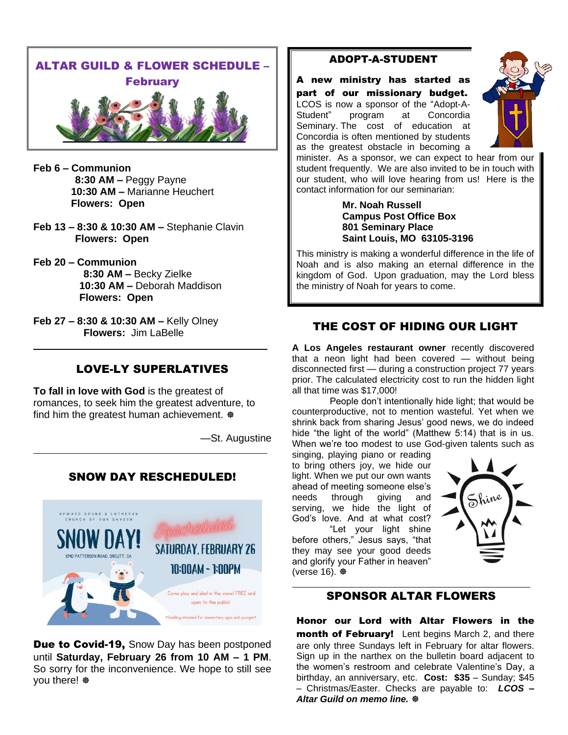## ALTAR GUILD & FLOWER SCHEDULE – February

**Feb 6 – Communion**
**8:30 AM –** Peggy Payne
**10:30 AM –** Marianne Heuchert
**Flowers: Open**

**Feb 13 – 8:30 & 10:30 AM –** Stephanie Clavin
**Flowers: Open**

**Feb 20 – Communion**
**8:30 AM –** Becky Zielke
**10:30 AM –** Deborah Maddison
**Flowers: Open**

**Feb 27 – 8:30 & 10:30 AM –** Kelly Olney
**Flowers:** Jim LaBelle

---

## LOVE-LY SUPERLATIVES

**To fall in love with God** is the greatest of romances, to seek him the greatest adventure, to find him the greatest human achievement. ❅

—St. Augustine

---

## SNOW DAY RESCHEDULED!

UPWARD BOUND & LUTHERAN CHURCH OF OUR SAVIOR
SNOW DAY!
1040 PATTERSON ROAD, ORCUTT, CA
Rescheduled
SATURDAY, FEBRUARY 26
10:00AM - 1:00PM
Come play and sled in the snow! FREE and open to the public!
*Sledding intended for elementary ages and younger*

**Due to Covid-19,** Snow Day has been postponed until **Saturday, February 26 from 10 AM – 1 PM**. So sorry for the inconvenience. We hope to still see you there! ❅

## ADOPT-A-STUDENT

**A new ministry has started as part of our missionary budget.** LCOS is now a sponsor of the "Adopt-A-Student" program at Concordia Seminary. The cost of education at Concordia is often mentioned by students as the greatest obstacle in becoming a minister. As a sponsor, we can expect to hear from our student frequently. We are also invited to be in touch with our student, who will love hearing from us! Here is the contact information for our seminarian:

**Mr. Noah Russell**
**Campus Post Office Box**
**801 Seminary Place**
**Saint Louis, MO 63105-3196**

This ministry is making a wonderful difference in the life of Noah and is also making an eternal difference in the kingdom of God. Upon graduation, may the Lord bless the ministry of Noah for years to come.

## THE COST OF HIDING OUR LIGHT

**A Los Angeles restaurant owner** recently discovered that a neon light had been covered — without being disconnected first — during a construction project 77 years prior. The calculated electricity cost to run the hidden light all that time was $17,000!

People don't intentionally hide light; that would be counterproductive, not to mention wasteful. Yet when we shrink back from sharing Jesus' good news, we do indeed hide "the light of the world" (Matthew 5:14) that is in us. When we're too modest to use God-given talents such as singing, playing piano or reading to bring others joy, we hide our light. When we put our own wants ahead of meeting someone else's needs through giving and serving, we hide the light of God's love. And at what cost?

"Let your light shine before others," Jesus says, "that they may see your good deeds and glorify your Father in heaven" (verse 16). ❅

---

## SPONSOR ALTAR FLOWERS

**Honor our Lord with Altar Flowers in the month of February!** Lent begins March 2, and there are only three Sundays left in February for altar flowers. Sign up in the narthex on the bulletin board adjacent to the women's restroom and celebrate Valentine's Day, a birthday, an anniversary, etc. **Cost: $35** – Sunday; $45 – Christmas/Easter. Checks are payable to: ***LCOS – Altar Guild on memo line.*** ❅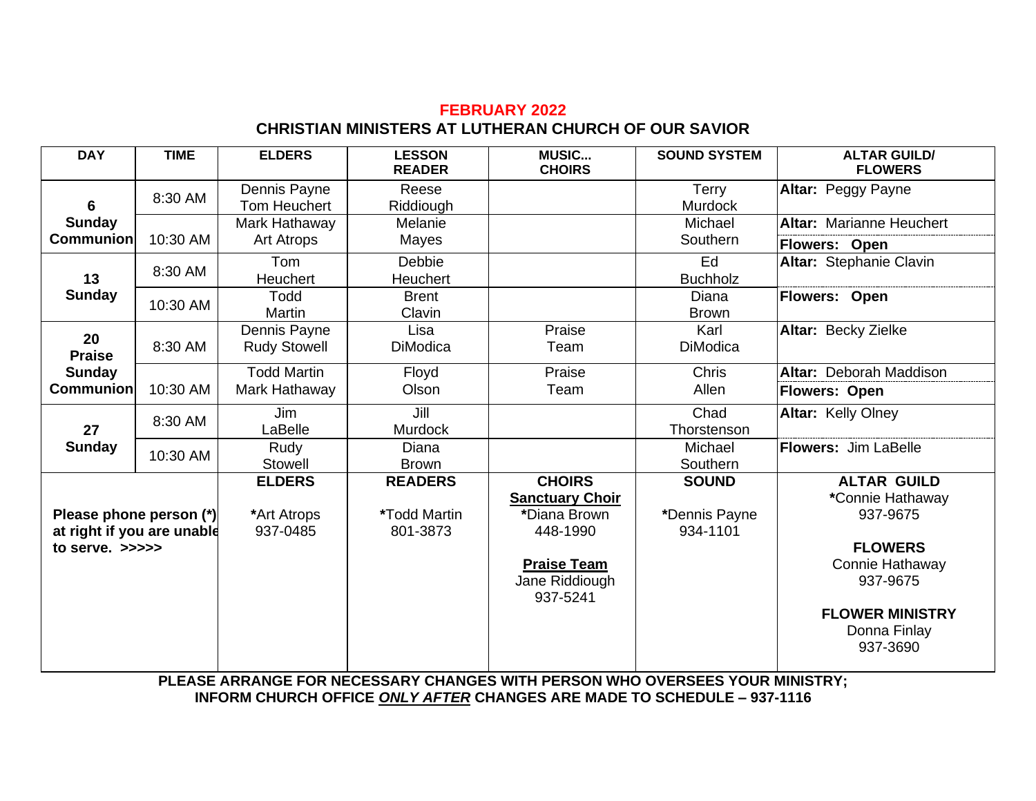**FEBRUARY 2022**

**CHRISTIAN MINISTERS AT LUTHERAN CHURCH OF OUR SAVIOR**

| DAY | TIME | ELDERS | LESSON READER | MUSIC... CHOIRS | SOUND SYSTEM | ALTAR GUILD/ FLOWERS |
|---|---|---|---|---|---|---|
| **6 Sunday Communion** | 8:30 AM | Dennis Payne Tom Heuchert | Reese Riddiough | | Terry Murdock | **Altar:** Peggy Payne |
| | 10:30 AM | Mark Hathaway Art Atrops | Melanie Mayes | | Michael Southern | **Altar:** Marianne Heuchert **Flowers: Open** |
| **13 Sunday** | 8:30 AM | Tom Heuchert | Debbie Heuchert | | Ed Buchholz | **Altar:** Stephanie Clavin |
| | 10:30 AM | Todd Martin | Brent Clavin | | Diana Brown | **Flowers: Open** |
| **20 Praise Sunday Communion** | 8:30 AM | Dennis Payne Rudy Stowell | Lisa DiModica | Praise Team | Karl DiModica | **Altar:** Becky Zielke |
| | 10:30 AM | Todd Martin Mark Hathaway | Floyd Olson | Praise Team | Chris Allen | **Altar:** Deborah Maddison **Flowers: Open** |
| **27 Sunday** | 8:30 AM | Jim LaBelle | Jill Murdock | | Chad Thorstenson | **Altar:** Kelly Olney |
| | 10:30 AM | Rudy Stowell | Diana Brown | | Michael Southern | **Flowers:** Jim LaBelle |
| **Please phone person (*) at right if you are unable to serve. >>>>>** | | **ELDERS** *Art Atrops 937-0485 | **READERS** *Todd Martin 801-3873 | **CHOIRS** **Sanctuary Choir** *Diana Brown 448-1990 **Praise Team** Jane Riddiough 937-5241 | **SOUND** *Dennis Payne 934-1101 | **ALTAR GUILD** *Connie Hathaway 937-9675 **FLOWERS** Connie Hathaway 937-9675 **FLOWER MINISTRY** Donna Finlay 937-3690 |

**PLEASE ARRANGE FOR NECESSARY CHANGES WITH PERSON WHO OVERSEES YOUR MINISTRY; INFORM CHURCH OFFICE *ONLY AFTER* CHANGES ARE MADE TO SCHEDULE – 937-1116**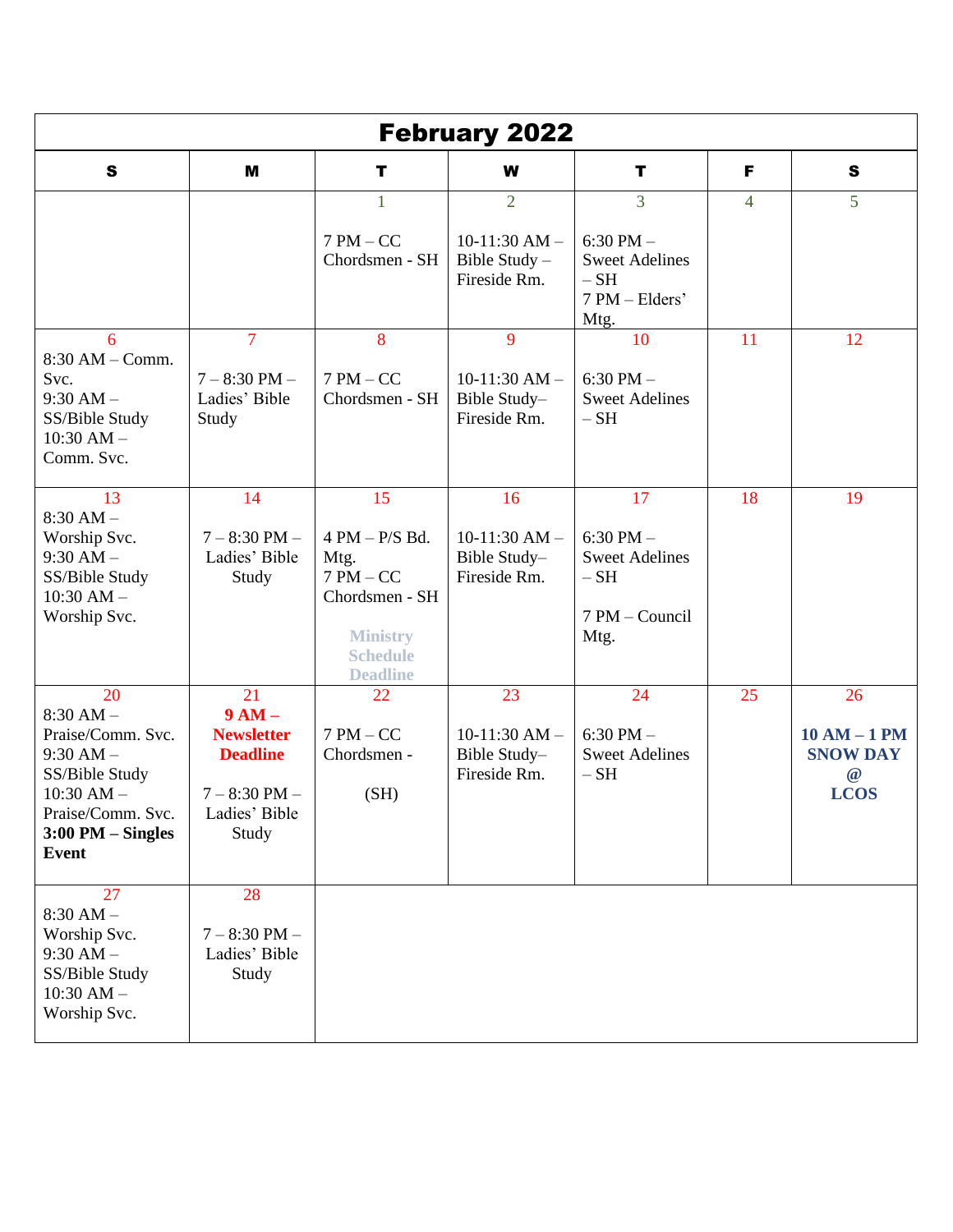# February 2022

| S | M | T | W | T | F | S |
|---|---|---|---|---|---|---|
| | | 1<br><br>7 PM – CC Chordsmen - SH | 2<br><br>10-11:30 AM – Bible Study – Fireside Rm. | 3<br><br>6:30 PM – Sweet Adelines – SH<br>7 PM – Elders' Mtg. | 4 | 5 |
| 6<br>8:30 AM – Comm. Svc.<br>9:30 AM – SS/Bible Study<br>10:30 AM – Comm. Svc. | 7<br><br>7 – 8:30 PM – Ladies' Bible Study | 8<br><br>7 PM – CC Chordsmen - SH | 9<br><br>10-11:30 AM – Bible Study– Fireside Rm. | 10<br><br>6:30 PM – Sweet Adelines – SH | 11 | 12 |
| 13<br>8:30 AM – Worship Svc.<br>9:30 AM – SS/Bible Study<br>10:30 AM – Worship Svc. | 14<br><br>7 – 8:30 PM – Ladies' Bible Study | 15<br><br>4 PM – P/S Bd. Mtg.<br>7 PM – CC Chordsmen - SH<br><br>**Ministry Schedule Deadline** | 16<br><br>10-11:30 AM – Bible Study– Fireside Rm. | 17<br><br>6:30 PM – Sweet Adelines – SH<br><br>7 PM – Council Mtg. | 18 | 19 |
| 20<br>8:30 AM – Praise/Comm. Svc.<br>9:30 AM – SS/Bible Study<br>10:30 AM – Praise/Comm. Svc.<br>**3:00 PM – Singles Event** | 21<br>**9 AM – Newsletter Deadline**<br><br>7 – 8:30 PM – Ladies' Bible Study | 22<br><br>7 PM – CC Chordsmen -<br><br>(SH) | 23<br><br>10-11:30 AM – Bible Study– Fireside Rm. | 24<br><br>6:30 PM – Sweet Adelines – SH | 25 | 26<br><br>**10 AM – 1 PM SNOW DAY @ LCOS** |
| 27<br>8:30 AM – Worship Svc.<br>9:30 AM – SS/Bible Study<br>10:30 AM – Worship Svc. | 28<br><br>7 – 8:30 PM – Ladies' Bible Study | | | | | |